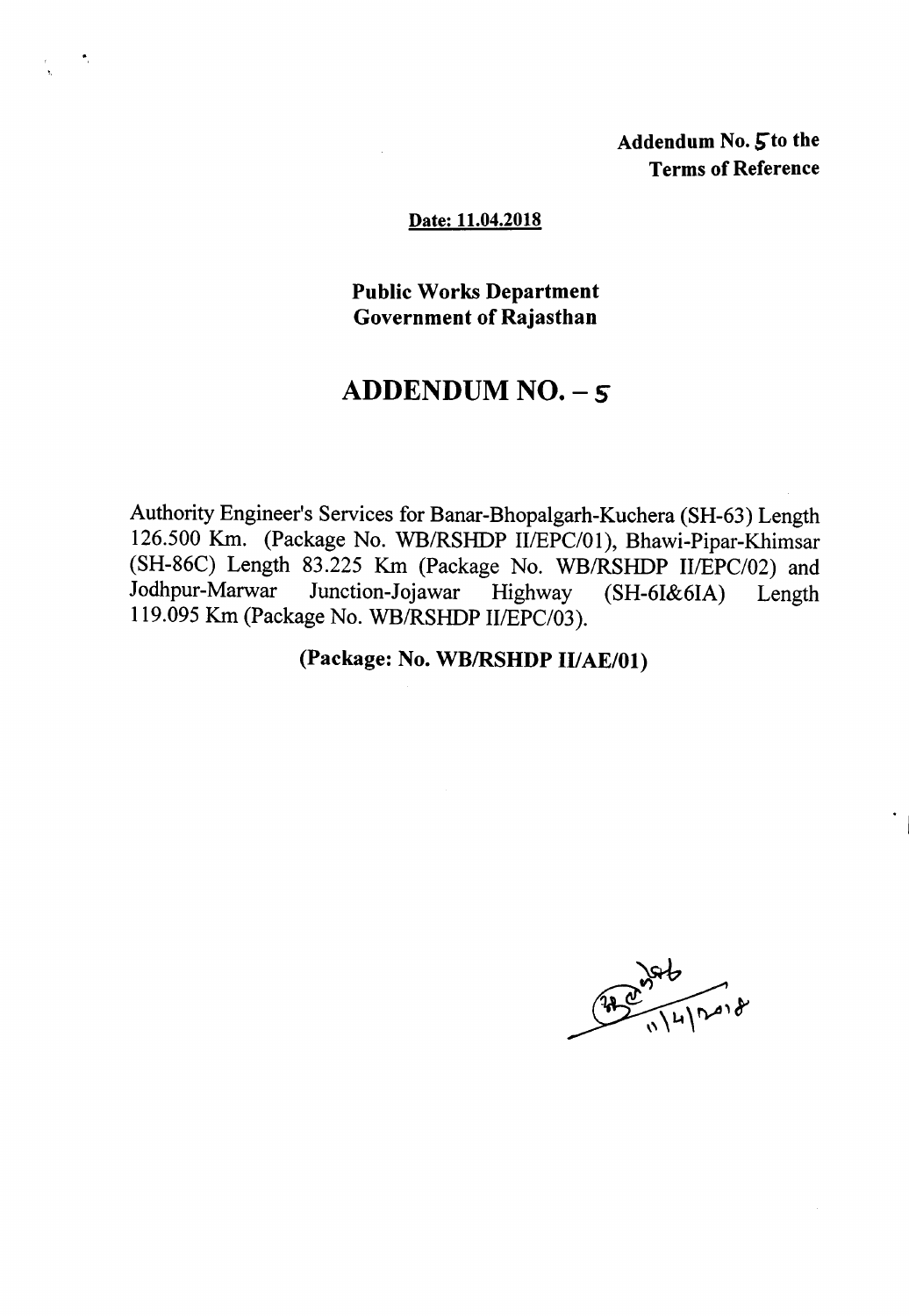**Addendum No. 5 to the Terms of Reference**

**Date: 11.04.2018**

**Public Works Department**
**Government of Rajasthan**

# ADDENDUM NO. – 5

Authority Engineer's Services for Banar-Bhopalgarh-Kuchera (SH-63) Length 126.500 Km. (Package No. WB/RSHDP II/EPC/01), Bhawi-Pipar-Khimsar (SH-86C) Length 83.225 Km (Package No. WB/RSHDP II/EPC/02) and Jodhpur-Marwar Junction-Jojawar Highway (SH-61&61A) Length 119.095 Km (Package No. WB/RSHDP II/EPC/03).

**(Package: No. WB/RSHDP II/AE/01)**

11/4/2018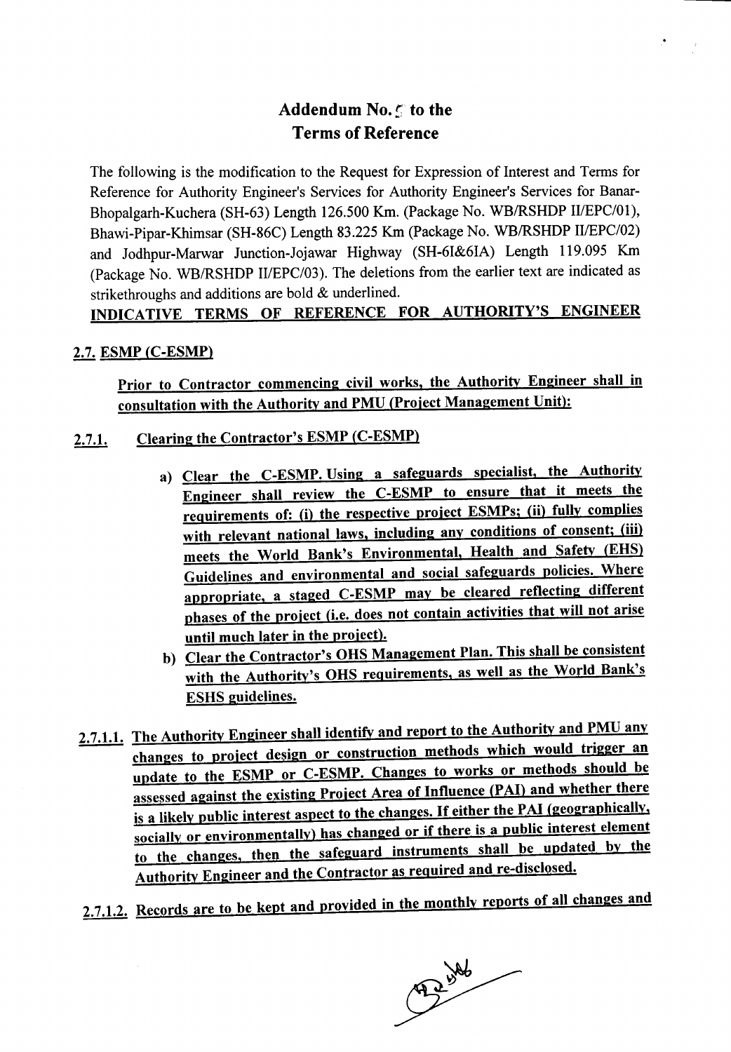# Addendum No. 5 to the Terms of Reference

The following is the modification to the Request for Expression of Interest and Terms for Reference for Authority Engineer's Services for Authority Engineer's Services for Banar-Bhopalgarh-Kuchera (SH-63) Length 126.500 Km. (Package No. WB/RSHDP II/EPC/01), Bhawi-Pipar-Khimsar (SH-86C) Length 83.225 Km (Package No. WB/RSHDP II/EPC/02) and Jodhpur-Marwar Junction-Jojawar Highway (SH-6I&6IA) Length 119.095 Km (Package No. WB/RSHDP II/EPC/03). The deletions from the earlier text are indicated as strikethroughs and additions are bold & underlined.

**INDICATIVE TERMS OF REFERENCE FOR AUTHORITY'S ENGINEER**

**2.7. ESMP (C-ESMP)**

**Prior to Contractor commencing civil works, the Authority Engineer shall in consultation with the Authority and PMU (Project Management Unit):**

**2.7.1. Clearing the Contractor's ESMP (C-ESMP)**

a) **Clear the C-ESMP. Using a safeguards specialist, the Authority Engineer shall review the C-ESMP to ensure that it meets the requirements of: (i) the respective project ESMPs; (ii) fully complies with relevant national laws, including any conditions of consent; (iii) meets the World Bank's Environmental, Health and Safety (EHS) Guidelines and environmental and social safeguards policies. Where appropriate, a staged C-ESMP may be cleared reflecting different phases of the project (i.e. does not contain activities that will not arise until much later in the project).**

b) **Clear the Contractor's OHS Management Plan. This shall be consistent with the Authority's OHS requirements, as well as the World Bank's ESHS guidelines.**

**2.7.1.1. The Authority Engineer shall identify and report to the Authority and PMU any changes to project design or construction methods which would trigger an update to the ESMP or C-ESMP. Changes to works or methods should be assessed against the existing Project Area of Influence (PAI) and whether there is a likely public interest aspect to the changes. If either the PAI (geographically, socially or environmentally) has changed or if there is a public interest element to the changes, then the safeguard instruments shall be updated by the Authority Engineer and the Contractor as required and re-disclosed.**

**2.7.1.2. Records are to be kept and provided in the monthly reports of all changes and**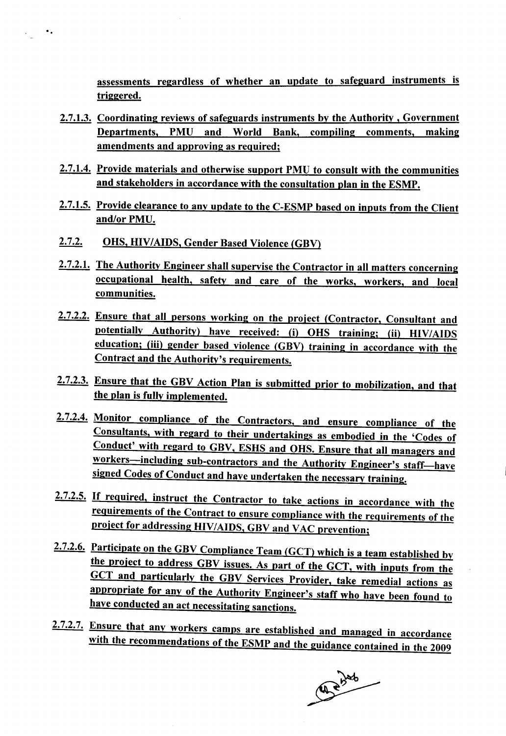assessments regardless of whether an update to safeguard instruments is triggered.

2.7.1.3. Coordinating reviews of safeguards instruments by the Authority , Government Departments, PMU and World Bank, compiling comments, making amendments and approving as required;

2.7.1.4. Provide materials and otherwise support PMU to consult with the communities and stakeholders in accordance with the consultation plan in the ESMP.

2.7.1.5. Provide clearance to any update to the C-ESMP based on inputs from the Client and/or PMU.

2.7.2. OHS, HIV/AIDS, Gender Based Violence (GBV)

2.7.2.1. The Authority Engineer shall supervise the Contractor in all matters concerning occupational health, safety and care of the works, workers, and local communities.

2.7.2.2. Ensure that all persons working on the project (Contractor, Consultant and potentially Authority) have received: (i) OHS training; (ii) HIV/AIDS education; (iii) gender based violence (GBV) training in accordance with the Contract and the Authority's requirements.

2.7.2.3. Ensure that the GBV Action Plan is submitted prior to mobilization, and that the plan is fully implemented.

2.7.2.4. Monitor compliance of the Contractors, and ensure compliance of the Consultants, with regard to their undertakings as embodied in the 'Codes of Conduct' with regard to GBV, ESHS and OHS. Ensure that all managers and workers—including sub-contractors and the Authority Engineer's staff—have signed Codes of Conduct and have undertaken the necessary training.

2.7.2.5. If required, instruct the Contractor to take actions in accordance with the requirements of the Contract to ensure compliance with the requirements of the project for addressing HIV/AIDS, GBV and VAC prevention;

2.7.2.6. Participate on the GBV Compliance Team (GCT) which is a team established by the project to address GBV issues. As part of the GCT, with inputs from the GCT and particularly the GBV Services Provider, take remedial actions as appropriate for any of the Authority Engineer's staff who have been found to have conducted an act necessitating sanctions.

2.7.2.7. Ensure that any workers camps are established and managed in accordance with the recommendations of the ESMP and the guidance contained in the 2009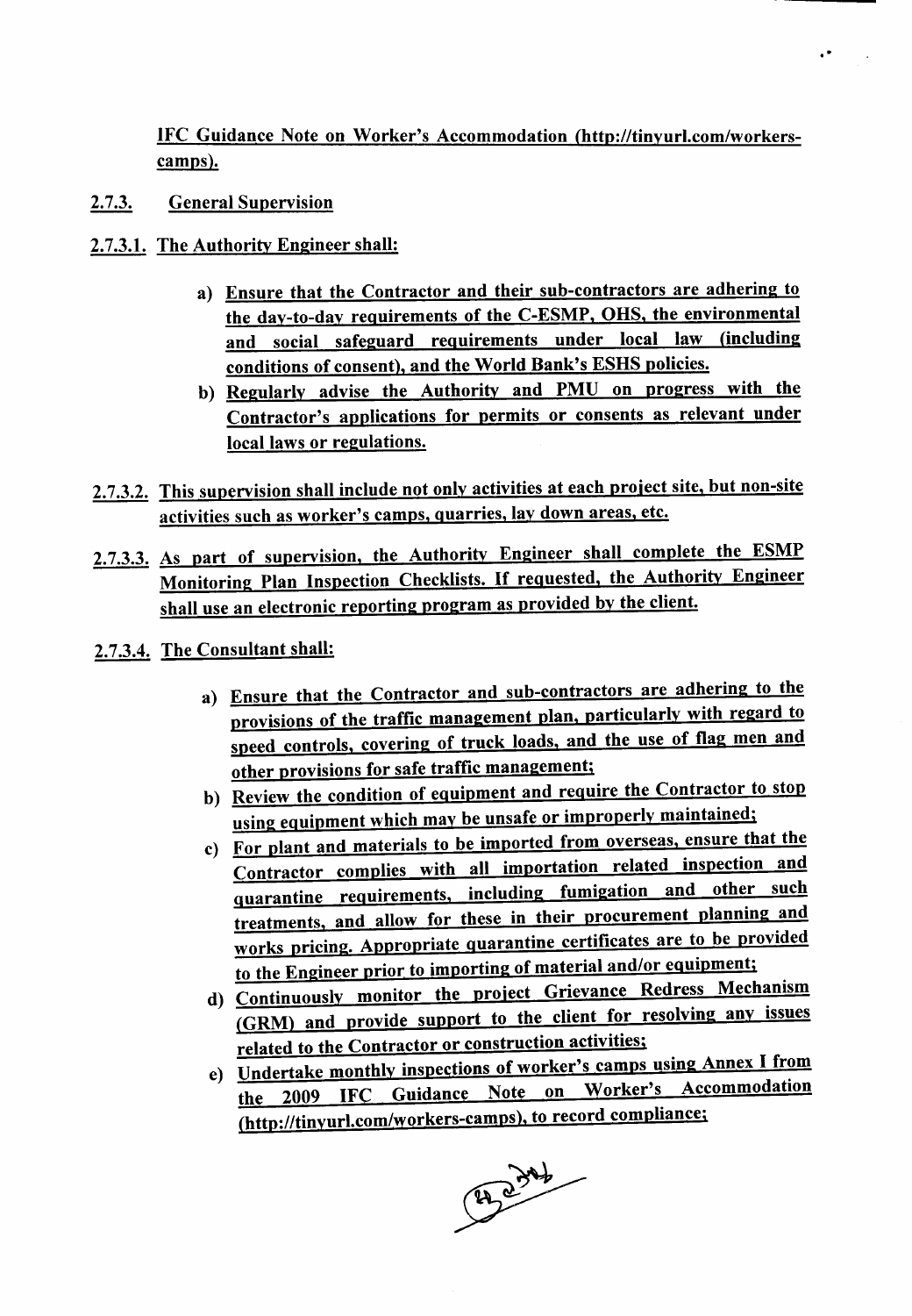IFC Guidance Note on Worker's Accommodation (http://tinyurl.com/workers-camps).

### 2.7.3. General Supervision

**2.7.3.1. The Authority Engineer shall:**

a) Ensure that the Contractor and their sub-contractors are adhering to the day-to-day requirements of the C-ESMP, OHS, the environmental and social safeguard requirements under local law (including conditions of consent), and the World Bank's ESHS policies.

b) Regularly advise the Authority and PMU on progress with the Contractor's applications for permits or consents as relevant under local laws or regulations.

**2.7.3.2.** This supervision shall include not only activities at each project site, but non-site activities such as worker's camps, quarries, lay down areas, etc.

**2.7.3.3.** As part of supervision, the Authority Engineer shall complete the ESMP Monitoring Plan Inspection Checklists. If requested, the Authority Engineer shall use an electronic reporting program as provided by the client.

**2.7.3.4. The Consultant shall:**

a) Ensure that the Contractor and sub-contractors are adhering to the provisions of the traffic management plan, particularly with regard to speed controls, covering of truck loads, and the use of flag men and other provisions for safe traffic management;

b) Review the condition of equipment and require the Contractor to stop using equipment which may be unsafe or improperly maintained;

c) For plant and materials to be imported from overseas, ensure that the Contractor complies with all importation related inspection and quarantine requirements, including fumigation and other such treatments, and allow for these in their procurement planning and works pricing. Appropriate quarantine certificates are to be provided to the Engineer prior to importing of material and/or equipment;

d) Continuously monitor the project Grievance Redress Mechanism (GRM) and provide support to the client for resolving any issues related to the Contractor or construction activities;

e) Undertake monthly inspections of worker's camps using Annex I from the 2009 IFC Guidance Note on Worker's Accommodation (http://tinyurl.com/workers-camps), to record compliance;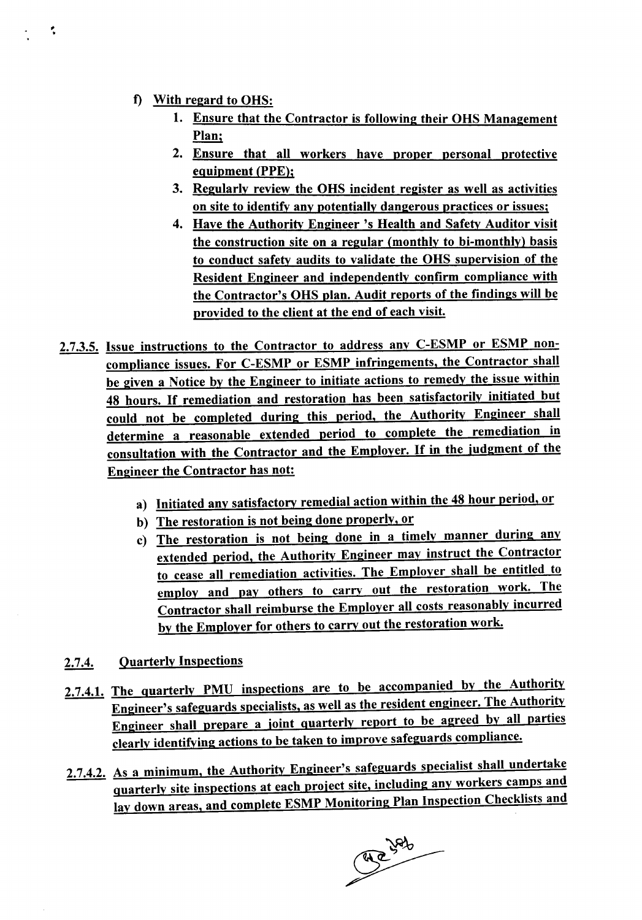f) With regard to OHS:

1. Ensure that the Contractor is following their OHS Management Plan;
2. Ensure that all workers have proper personal protective equipment (PPE);
3. Regularly review the OHS incident register as well as activities on site to identify any potentially dangerous practices or issues;
4. Have the Authority Engineer 's Health and Safety Auditor visit the construction site on a regular (monthly to bi-monthly) basis to conduct safety audits to validate the OHS supervision of the Resident Engineer and independently confirm compliance with the Contractor's OHS plan. Audit reports of the findings will be provided to the client at the end of each visit.

2.7.3.5. Issue instructions to the Contractor to address any C-ESMP or ESMP non-compliance issues. For C-ESMP or ESMP infringements, the Contractor shall be given a Notice by the Engineer to initiate actions to remedy the issue within 48 hours. If remediation and restoration has been satisfactorily initiated but could not be completed during this period, the Authority Engineer shall determine a reasonable extended period to complete the remediation in consultation with the Contractor and the Employer. If in the judgment of the Engineer the Contractor has not:

a) Initiated any satisfactory remedial action within the 48 hour period, or
b) The restoration is not being done properly, or
c) The restoration is not being done in a timely manner during any extended period, the Authority Engineer may instruct the Contractor to cease all remediation activities. The Employer shall be entitled to employ and pay others to carry out the restoration work. The Contractor shall reimburse the Employer all costs reasonably incurred by the Employer for others to carry out the restoration work.

### 2.7.4. Quarterly Inspections

2.7.4.1. The quarterly PMU inspections are to be accompanied by the Authority Engineer's safeguards specialists, as well as the resident engineer. The Authority Engineer shall prepare a joint quarterly report to be agreed by all parties clearly identifying actions to be taken to improve safeguards compliance.

2.7.4.2. As a minimum, the Authority Engineer's safeguards specialist shall undertake quarterly site inspections at each project site, including any workers camps and lay down areas, and complete ESMP Monitoring Plan Inspection Checklists and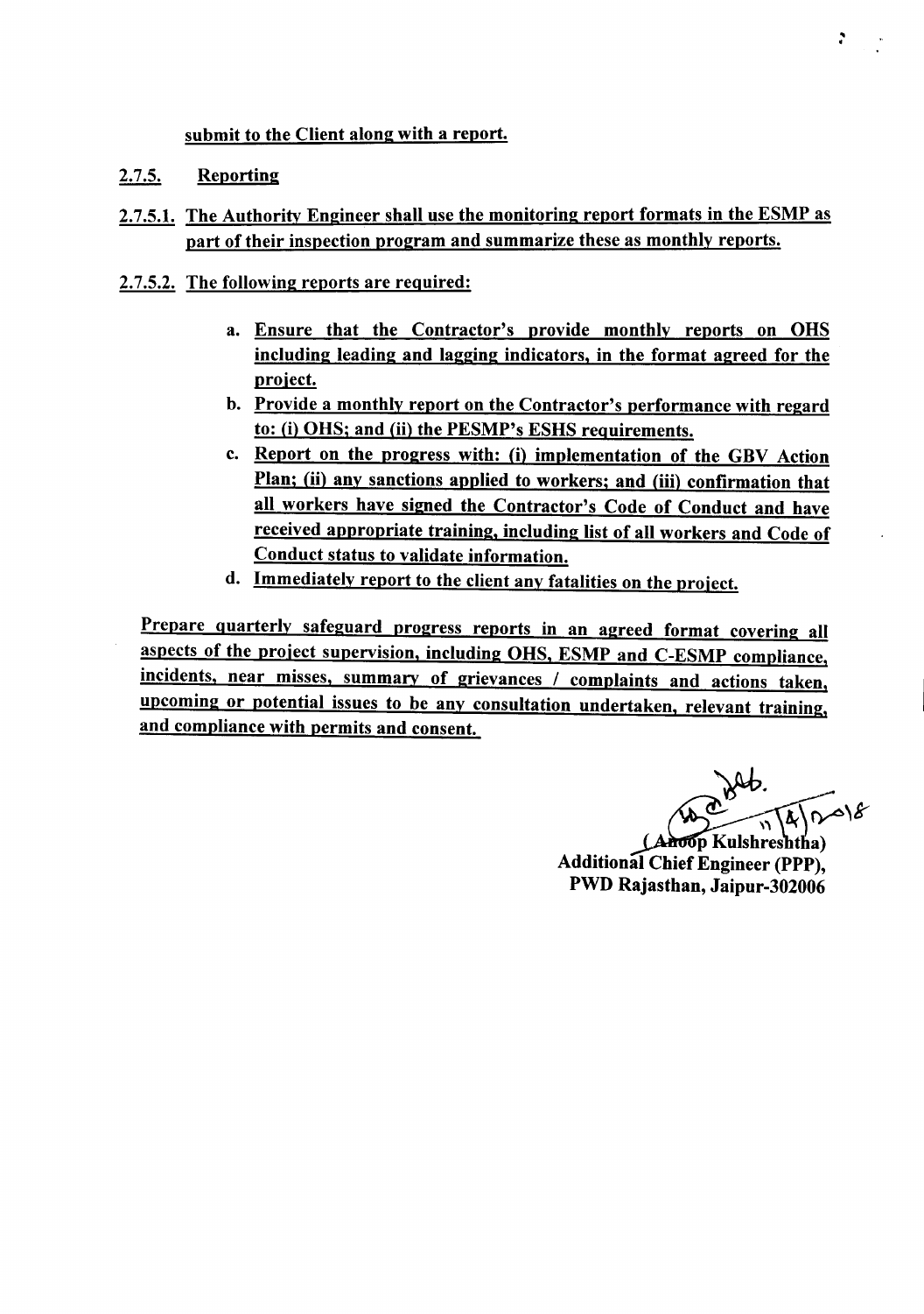submit to the Client along with a report.

## 2.7.5. Reporting

**2.7.5.1. The Authority Engineer shall use the monitoring report formats in the ESMP as part of their inspection program and summarize these as monthly reports.**

**2.7.5.2. The following reports are required:**

a. Ensure that the Contractor's provide monthly reports on OHS including leading and lagging indicators, in the format agreed for the project.

b. Provide a monthly report on the Contractor's performance with regard to: (i) OHS; and (ii) the PESMP's ESHS requirements.

c. Report on the progress with: (i) implementation of the GBV Action Plan; (ii) any sanctions applied to workers; and (iii) confirmation that all workers have signed the Contractor's Code of Conduct and have received appropriate training, including list of all workers and Code of Conduct status to validate information.

d. Immediately report to the client any fatalities on the project.

Prepare quarterly safeguard progress reports in an agreed format covering all aspects of the project supervision, including OHS, ESMP and C-ESMP compliance, incidents, near misses, summary of grievances / complaints and actions taken, upcoming or potential issues to be any consultation undertaken, relevant training, and compliance with permits and consent.

11/4/2018

**(Anoop Kulshreshtha)**
**Additional Chief Engineer (PPP),**
**PWD Rajasthan, Jaipur-302006**